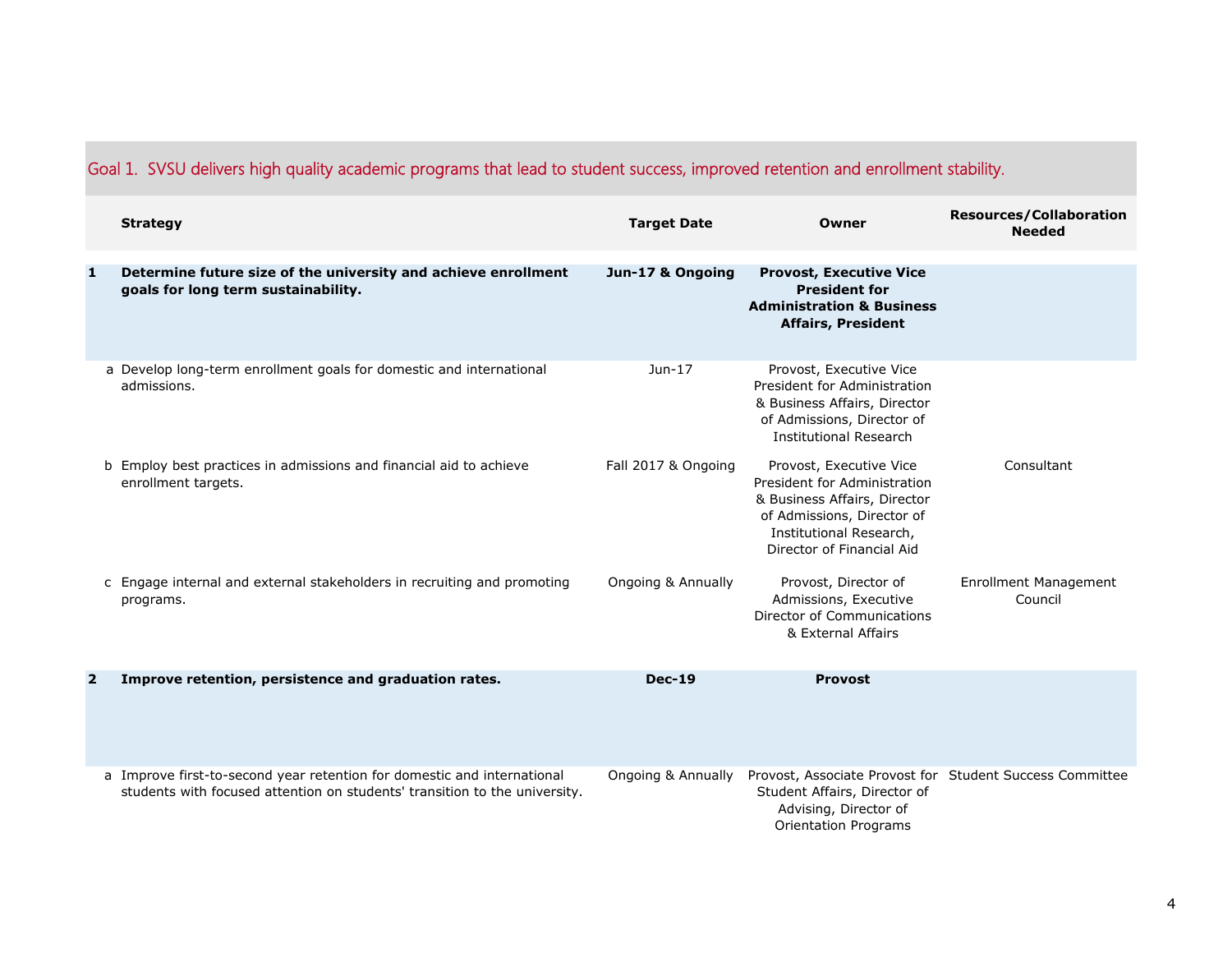## Goal 1. SVSU delivers high quality academic programs that lead to student success, improved retention and enrollment stability.

| | Strategy | Target Date | Owner | Resources/Collaboration Needed |
|---|---|---|---|---|
| **1** | **Determine future size of the university and achieve enrollment goals for long term sustainability.** | **Jun-17 & Ongoing** | **Provost, Executive Vice President for Administration & Business Affairs, President** | |
| a | Develop long-term enrollment goals for domestic and international admissions. | Jun-17 | Provost, Executive Vice President for Administration & Business Affairs, Director of Admissions, Director of Institutional Research | |
| b | Employ best practices in admissions and financial aid to achieve enrollment targets. | Fall 2017 & Ongoing | Provost, Executive Vice President for Administration & Business Affairs, Director of Admissions, Director of Institutional Research, Director of Financial Aid | Consultant |
| c | Engage internal and external stakeholders in recruiting and promoting programs. | Ongoing & Annually | Provost, Director of Admissions, Executive Director of Communications & External Affairs | Enrollment Management Council |
| **2** | **Improve retention, persistence and graduation rates.** | **Dec-19** | **Provost** | |
| a | Improve first-to-second year retention for domestic and international students with focused attention on students' transition to the university. | Ongoing & Annually | Provost, Associate Provost for Student Affairs, Director of Advising, Director of Orientation Programs | Student Success Committee |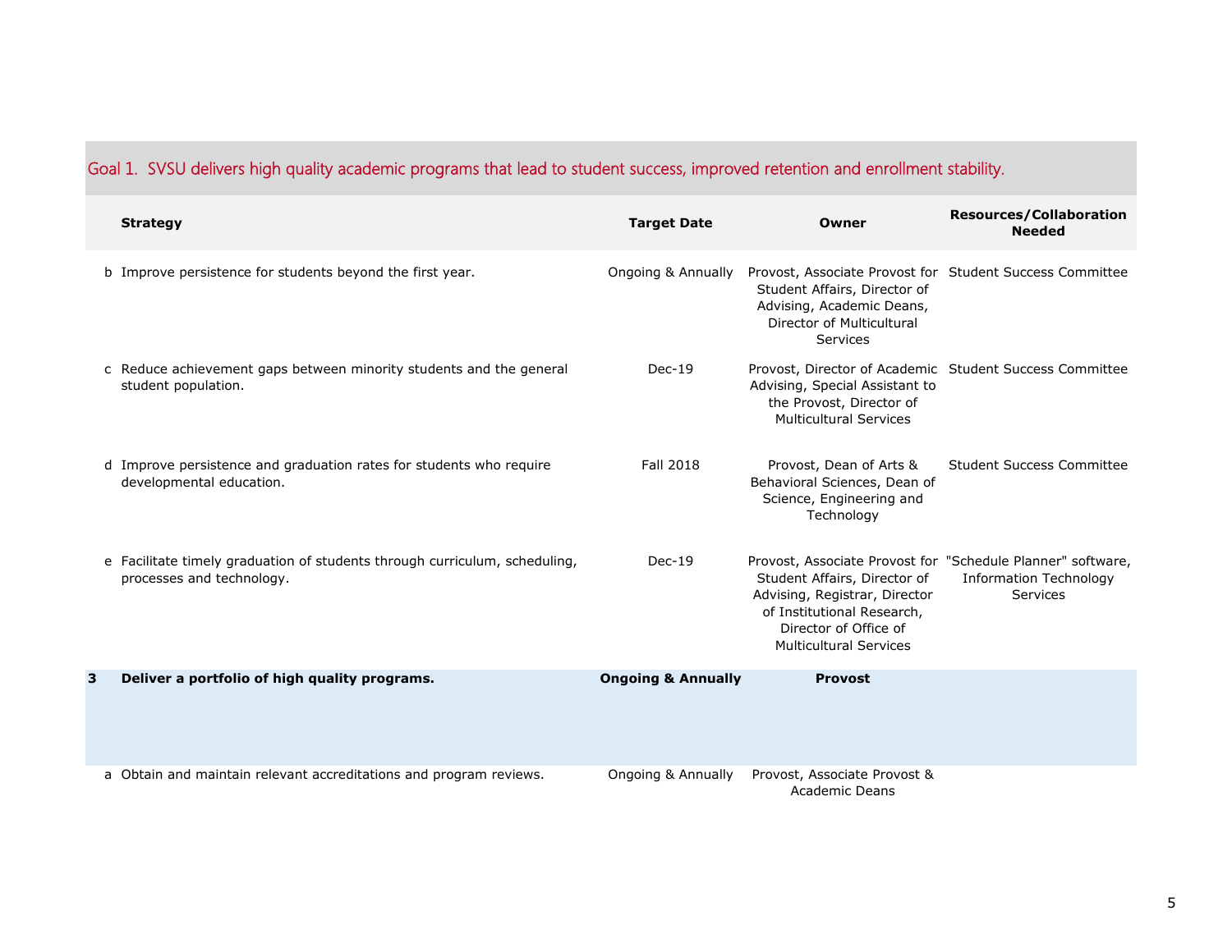## Goal 1. SVSU delivers high quality academic programs that lead to student success, improved retention and enrollment stability.

| | Strategy | Target Date | Owner | Resources/Collaboration Needed |
|---|---|---|---|---|
| b | Improve persistence for students beyond the first year. | Ongoing & Annually | Provost, Associate Provost for Student Affairs, Director of Advising, Academic Deans, Director of Multicultural Services | Student Success Committee |
| c | Reduce achievement gaps between minority students and the general student population. | Dec-19 | Provost, Director of Academic Advising, Special Assistant to the Provost, Director of Multicultural Services | Student Success Committee |
| d | Improve persistence and graduation rates for students who require developmental education. | Fall 2018 | Provost, Dean of Arts & Behavioral Sciences, Dean of Science, Engineering and Technology | Student Success Committee |
| e | Facilitate timely graduation of students through curriculum, scheduling, processes and technology. | Dec-19 | Provost, Associate Provost for Student Affairs, Director of Advising, Registrar, Director of Institutional Research, Director of Office of Multicultural Services | "Schedule Planner" software, Information Technology Services |
| **3** | **Deliver a portfolio of high quality programs.** | **Ongoing & Annually** | **Provost** | |
| a | Obtain and maintain relevant accreditations and program reviews. | Ongoing & Annually | Provost, Associate Provost & Academic Deans | |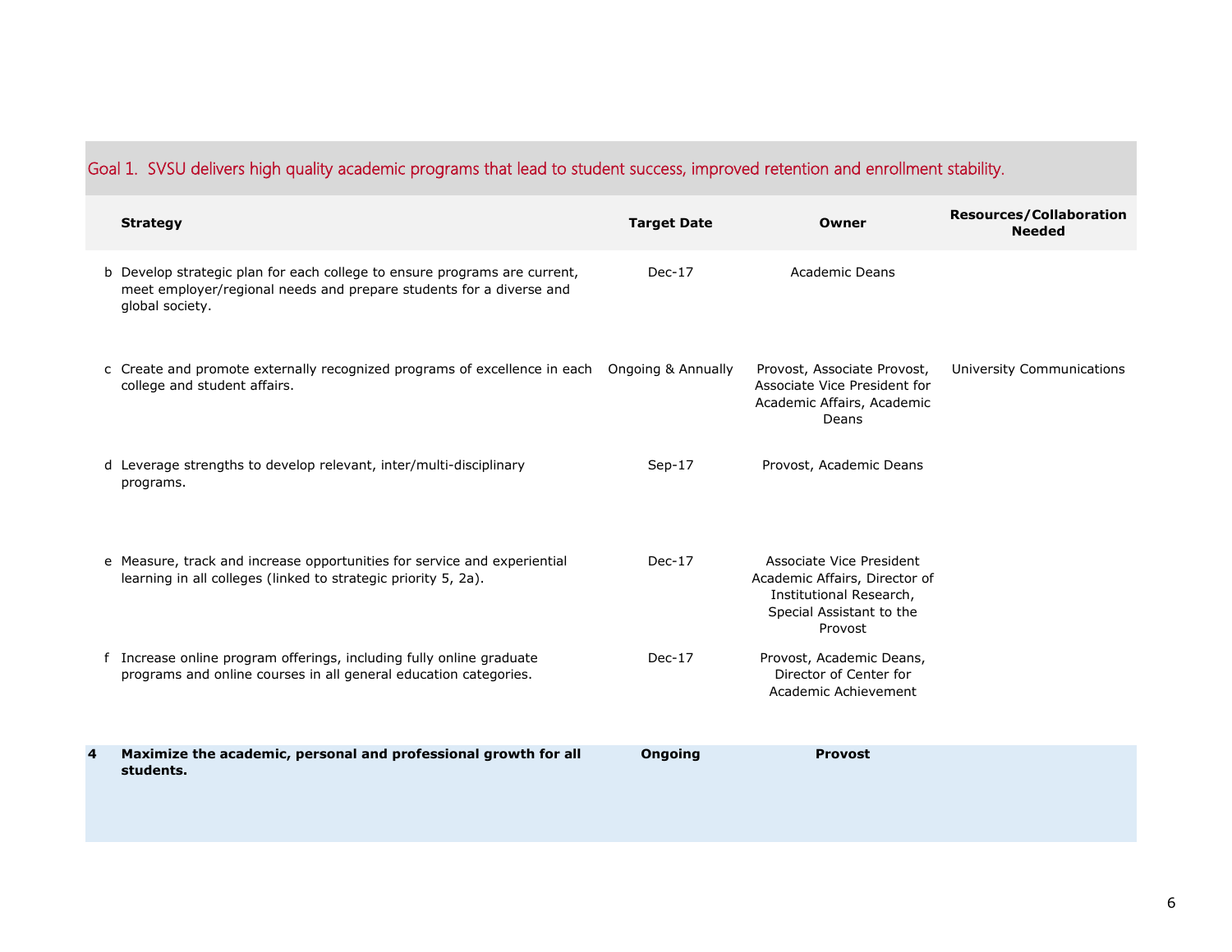## Goal 1. SVSU delivers high quality academic programs that lead to student success, improved retention and enrollment stability.

| | Strategy | Target Date | Owner | Resources/Collaboration Needed |
|---|---|---|---|---|
| b | Develop strategic plan for each college to ensure programs are current, meet employer/regional needs and prepare students for a diverse and global society. | Dec-17 | Academic Deans | |
| c | Create and promote externally recognized programs of excellence in each college and student affairs. | Ongoing & Annually | Provost, Associate Provost, Associate Vice President for Academic Affairs, Academic Deans | University Communications |
| d | Leverage strengths to develop relevant, inter/multi-disciplinary programs. | Sep-17 | Provost, Academic Deans | |
| e | Measure, track and increase opportunities for service and experiential learning in all colleges (linked to strategic priority 5, 2a). | Dec-17 | Associate Vice President Academic Affairs, Director of Institutional Research, Special Assistant to the Provost | |
| f | Increase online program offerings, including fully online graduate programs and online courses in all general education categories. | Dec-17 | Provost, Academic Deans, Director of Center for Academic Achievement | |
| **4** | **Maximize the academic, personal and professional growth for all students.** | **Ongoing** | **Provost** | |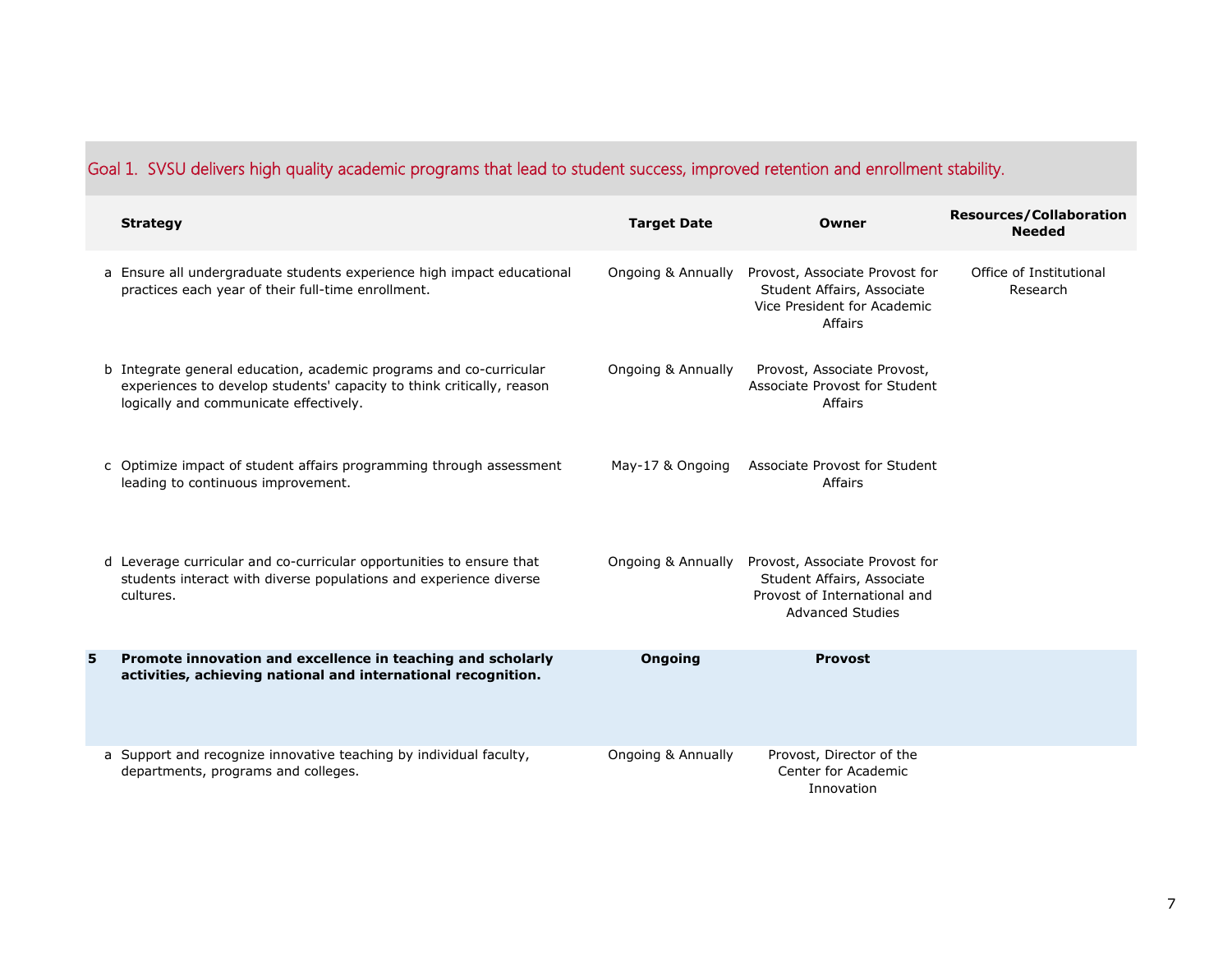## Goal 1. SVSU delivers high quality academic programs that lead to student success, improved retention and enrollment stability.

| | Strategy | Target Date | Owner | Resources/Collaboration Needed |
|---|---|---|---|---|
| a | Ensure all undergraduate students experience high impact educational practices each year of their full-time enrollment. | Ongoing & Annually | Provost, Associate Provost for Student Affairs, Associate Vice President for Academic Affairs | Office of Institutional Research |
| b | Integrate general education, academic programs and co-curricular experiences to develop students' capacity to think critically, reason logically and communicate effectively. | Ongoing & Annually | Provost, Associate Provost, Associate Provost for Student Affairs | |
| c | Optimize impact of student affairs programming through assessment leading to continuous improvement. | May-17 & Ongoing | Associate Provost for Student Affairs | |
| d | Leverage curricular and co-curricular opportunities to ensure that students interact with diverse populations and experience diverse cultures. | Ongoing & Annually | Provost, Associate Provost for Student Affairs, Associate Provost of International and Advanced Studies | |
| **5** | **Promote innovation and excellence in teaching and scholarly activities, achieving national and international recognition.** | **Ongoing** | **Provost** | |
| a | Support and recognize innovative teaching by individual faculty, departments, programs and colleges. | Ongoing & Annually | Provost, Director of the Center for Academic Innovation | |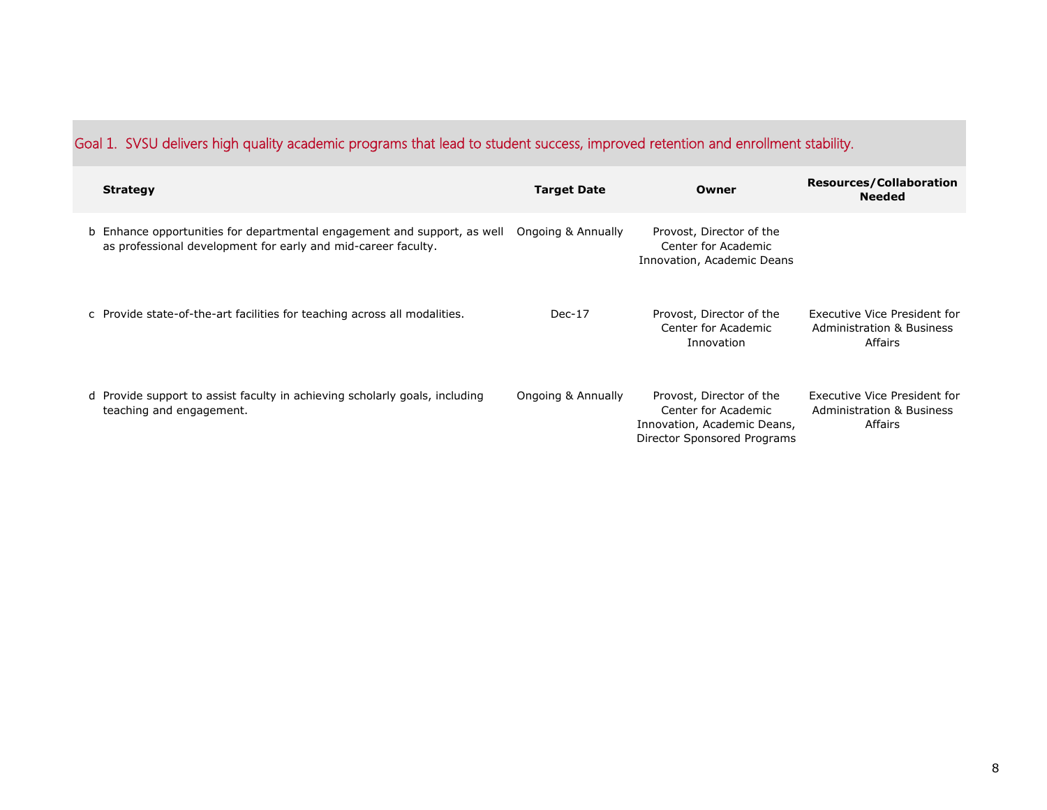## Goal 1. SVSU delivers high quality academic programs that lead to student success, improved retention and enrollment stability.

| | Strategy | Target Date | Owner | Resources/Collaboration Needed |
|---|---|---|---|---|
| b | Enhance opportunities for departmental engagement and support, as well as professional development for early and mid-career faculty. | Ongoing & Annually | Provost, Director of the Center for Academic Innovation, Academic Deans | |
| c | Provide state-of-the-art facilities for teaching across all modalities. | Dec-17 | Provost, Director of the Center for Academic Innovation | Executive Vice President for Administration & Business Affairs |
| d | Provide support to assist faculty in achieving scholarly goals, including teaching and engagement. | Ongoing & Annually | Provost, Director of the Center for Academic Innovation, Academic Deans, Director Sponsored Programs | Executive Vice President for Administration & Business Affairs |